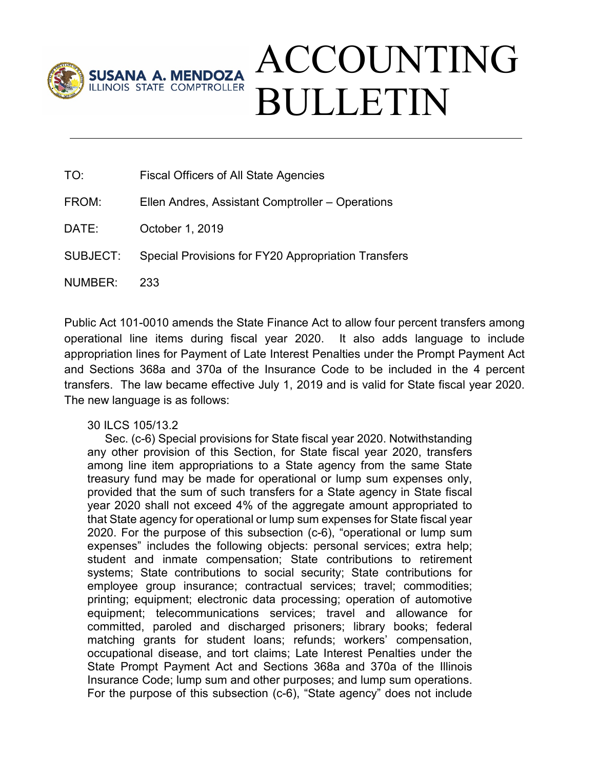# ACCOUNTING BULLETIN

**SUSANA A. MENDOZA**
ILLINOIS STATE COMPTROLLER

| | |
|---|---|
| TO: | Fiscal Officers of All State Agencies |
| FROM: | Ellen Andres, Assistant Comptroller – Operations |
| DATE: | October 1, 2019 |
| SUBJECT: | Special Provisions for FY20 Appropriation Transfers |
| NUMBER: | 233 |

Public Act 101-0010 amends the State Finance Act to allow four percent transfers among operational line items during fiscal year 2020. It also adds language to include appropriation lines for Payment of Late Interest Penalties under the Prompt Payment Act and Sections 368a and 370a of the Insurance Code to be included in the 4 percent transfers. The law became effective July 1, 2019 and is valid for State fiscal year 2020. The new language is as follows:

> 30 ILCS 105/13.2
>
> Sec. (c-6) Special provisions for State fiscal year 2020. Notwithstanding any other provision of this Section, for State fiscal year 2020, transfers among line item appropriations to a State agency from the same State treasury fund may be made for operational or lump sum expenses only, provided that the sum of such transfers for a State agency in State fiscal year 2020 shall not exceed 4% of the aggregate amount appropriated to that State agency for operational or lump sum expenses for State fiscal year 2020. For the purpose of this subsection (c-6), "operational or lump sum expenses" includes the following objects: personal services; extra help; student and inmate compensation; State contributions to retirement systems; State contributions to social security; State contributions for employee group insurance; contractual services; travel; commodities; printing; equipment; electronic data processing; operation of automotive equipment; telecommunications services; travel and allowance for committed, paroled and discharged prisoners; library books; federal matching grants for student loans; refunds; workers' compensation, occupational disease, and tort claims; Late Interest Penalties under the State Prompt Payment Act and Sections 368a and 370a of the Illinois Insurance Code; lump sum and other purposes; and lump sum operations. For the purpose of this subsection (c-6), "State agency" does not include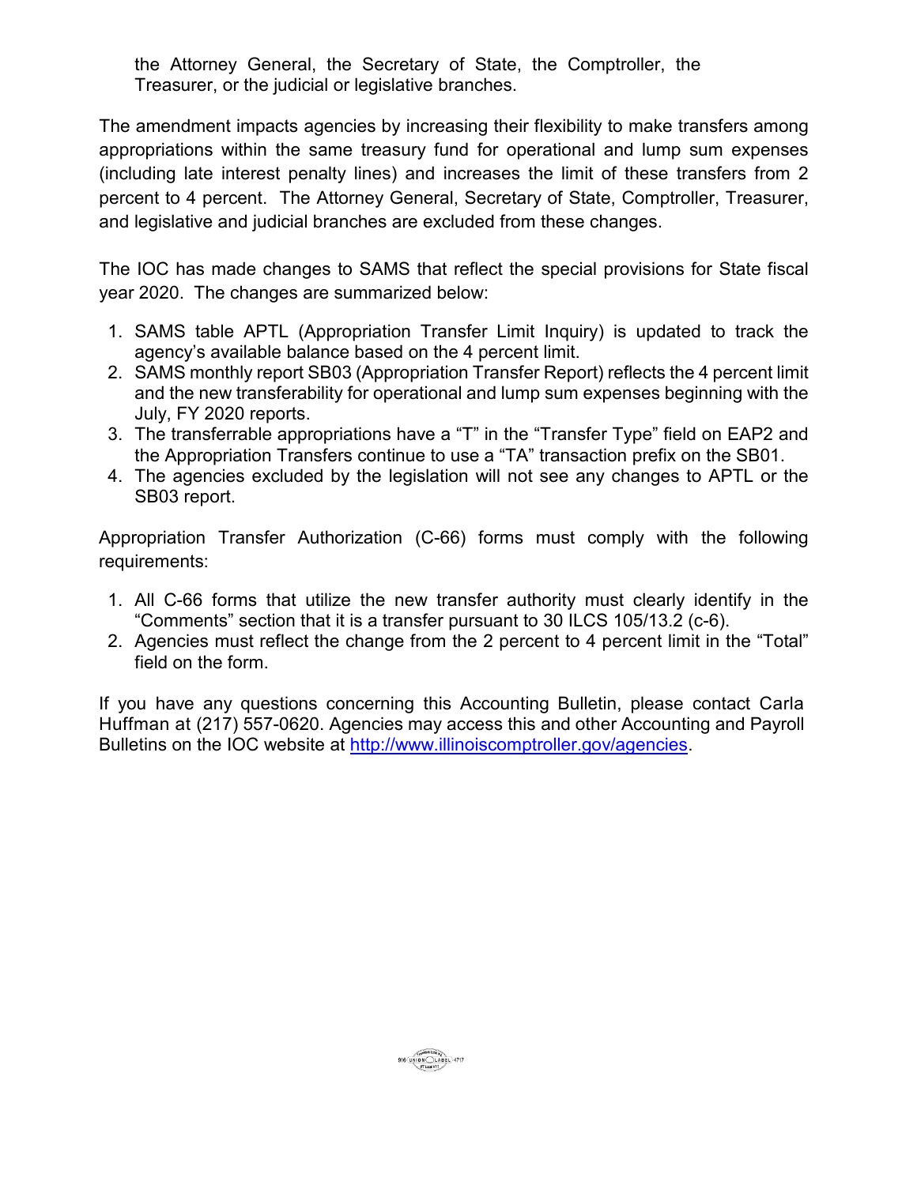the Attorney General, the Secretary of State, the Comptroller, the Treasurer, or the judicial or legislative branches.

The amendment impacts agencies by increasing their flexibility to make transfers among appropriations within the same treasury fund for operational and lump sum expenses (including late interest penalty lines) and increases the limit of these transfers from 2 percent to 4 percent. The Attorney General, Secretary of State, Comptroller, Treasurer, and legislative and judicial branches are excluded from these changes.

The IOC has made changes to SAMS that reflect the special provisions for State fiscal year 2020. The changes are summarized below:

1. SAMS table APTL (Appropriation Transfer Limit Inquiry) is updated to track the agency's available balance based on the 4 percent limit.
2. SAMS monthly report SB03 (Appropriation Transfer Report) reflects the 4 percent limit and the new transferability for operational and lump sum expenses beginning with the July, FY 2020 reports.
3. The transferrable appropriations have a "T" in the "Transfer Type" field on EAP2 and the Appropriation Transfers continue to use a "TA" transaction prefix on the SB01.
4. The agencies excluded by the legislation will not see any changes to APTL or the SB03 report.

Appropriation Transfer Authorization (C-66) forms must comply with the following requirements:

1. All C-66 forms that utilize the new transfer authority must clearly identify in the "Comments" section that it is a transfer pursuant to 30 ILCS 105/13.2 (c-6).
2. Agencies must reflect the change from the 2 percent to 4 percent limit in the "Total" field on the form.

If you have any questions concerning this Accounting Bulletin, please contact Carla Huffman at (217) 557-0620. Agencies may access this and other Accounting and Payroll Bulletins on the IOC website at http://www.illinoiscomptroller.gov/agencies.